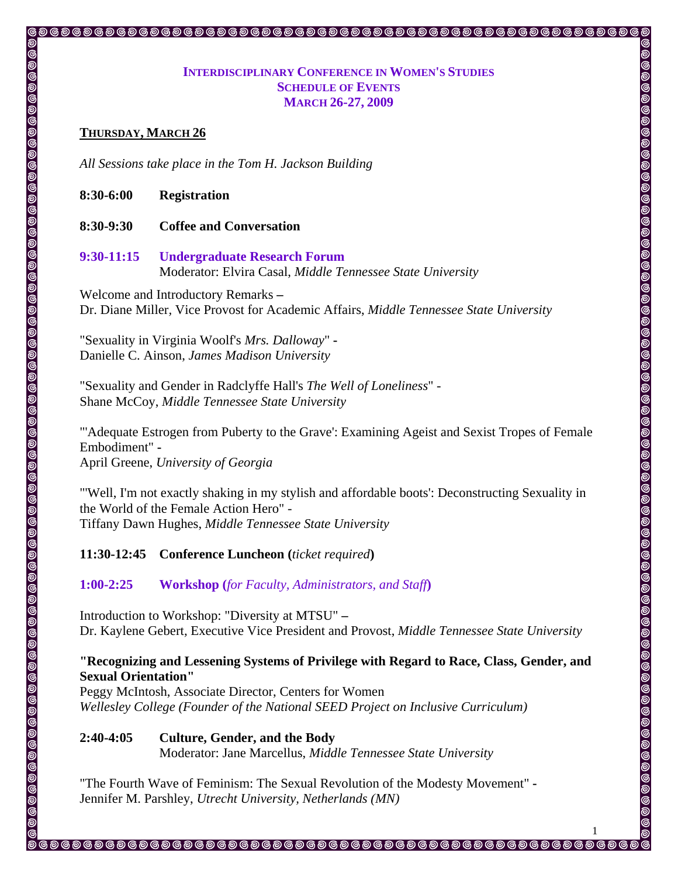# Interdisciplinary Conference in Women's Studies
## Schedule of Events
## March 26-27, 2009

### Thursday, March 26

*All Sessions take place in the Tom H. Jackson Building*

**8:30-6:00 Registration**

**8:30-9:30 Coffee and Conversation**

**9:30-11:15 Undergraduate Research Forum**
Moderator: Elvira Casal, *Middle Tennessee State University*

Welcome and Introductory Remarks –
Dr. Diane Miller, Vice Provost for Academic Affairs, *Middle Tennessee State University*

"Sexuality in Virginia Woolf's *Mrs. Dalloway*" -
Danielle C. Ainson, *James Madison University*

"Sexuality and Gender in Radclyffe Hall's *The Well of Loneliness*" -
Shane McCoy, *Middle Tennessee State University*

"'Adequate Estrogen from Puberty to the Grave': Examining Ageist and Sexist Tropes of Female Embodiment" -
April Greene, *University of Georgia*

"'Well, I'm not exactly shaking in my stylish and affordable boots': Deconstructing Sexuality in the World of the Female Action Hero" -
Tiffany Dawn Hughes, *Middle Tennessee State University*

**11:30-12:45 Conference Luncheon (*ticket required*)**

**1:00-2:25 Workshop (*for Faculty, Administrators, and Staff*)**

Introduction to Workshop: "Diversity at MTSU" –
Dr. Kaylene Gebert, Executive Vice President and Provost, *Middle Tennessee State University*

**"Recognizing and Lessening Systems of Privilege with Regard to Race, Class, Gender, and Sexual Orientation"**
Peggy McIntosh, Associate Director, Centers for Women
*Wellesley College (Founder of the National SEED Project on Inclusive Curriculum)*

**2:40-4:05 Culture, Gender, and the Body**
Moderator: Jane Marcellus, *Middle Tennessee State University*

"The Fourth Wave of Feminism: The Sexual Revolution of the Modesty Movement" -
Jennifer M. Parshley, *Utrecht University, Netherlands (MN)*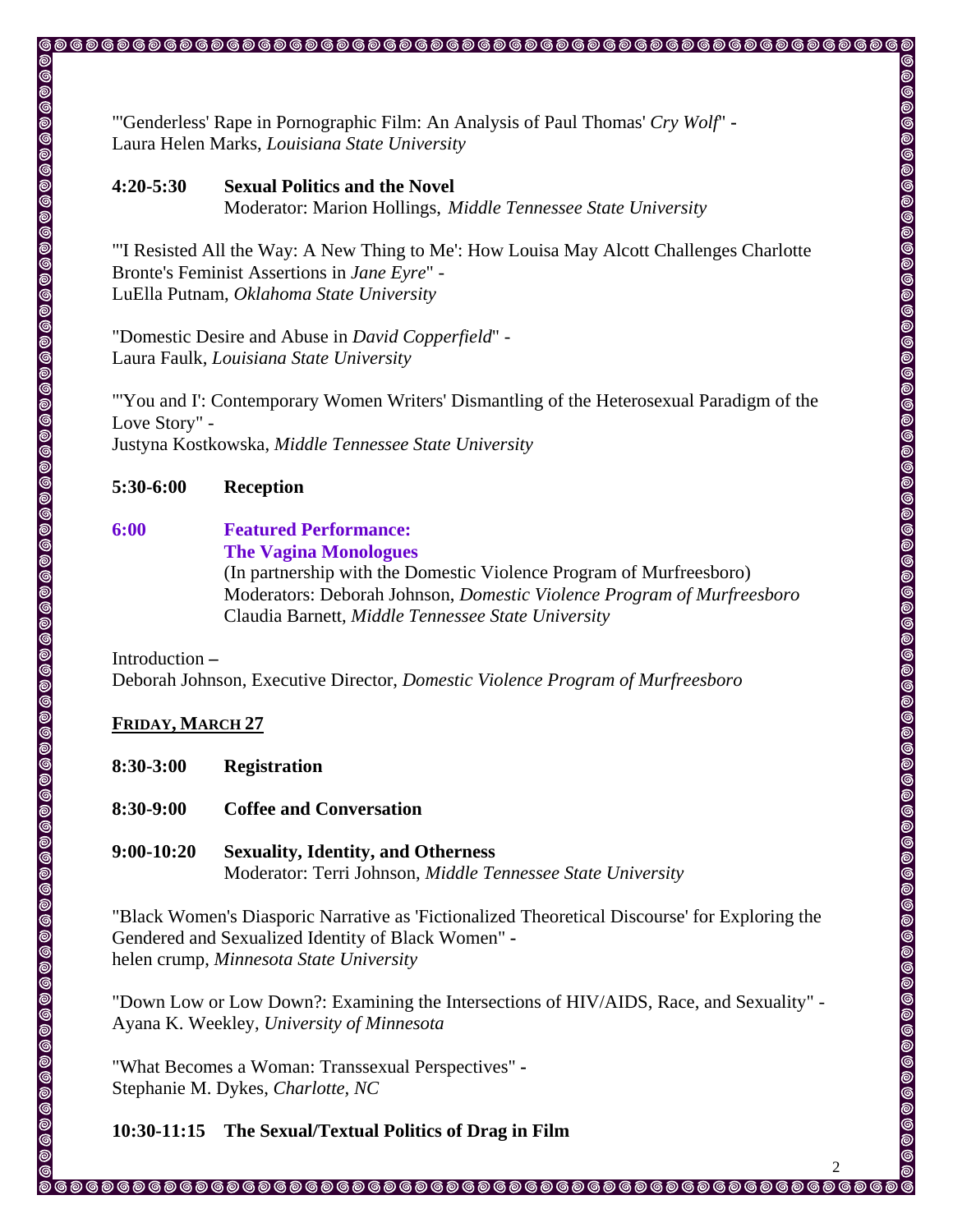"'Genderless' Rape in Pornographic Film: An Analysis of Paul Thomas' *Cry Wolf*" -
Laura Helen Marks, *Louisiana State University*

**4:20-5:30 Sexual Politics and the Novel**
Moderator: Marion Hollings, *Middle Tennessee State University*

"'I Resisted All the Way: A New Thing to Me': How Louisa May Alcott Challenges Charlotte Bronte's Feminist Assertions in *Jane Eyre*" -
LuElla Putnam, *Oklahoma State University*

"Domestic Desire and Abuse in *David Copperfield*" -
Laura Faulk, *Louisiana State University*

"'You and I': Contemporary Women Writers' Dismantling of the Heterosexual Paradigm of the Love Story" -
Justyna Kostkowska, *Middle Tennessee State University*

**5:30-6:00 Reception**

**6:00 Featured Performance:**
**The Vagina Monologues**
(In partnership with the Domestic Violence Program of Murfreesboro)
Moderators: Deborah Johnson, *Domestic Violence Program of Murfreesboro*
Claudia Barnett, *Middle Tennessee State University*

Introduction –
Deborah Johnson, Executive Director, *Domestic Violence Program of Murfreesboro*

## FRIDAY, MARCH 27

**8:30-3:00 Registration**

**8:30-9:00 Coffee and Conversation**

**9:00-10:20 Sexuality, Identity, and Otherness**
Moderator: Terri Johnson, *Middle Tennessee State University*

"Black Women's Diasporic Narrative as 'Fictionalized Theoretical Discourse' for Exploring the Gendered and Sexualized Identity of Black Women" -
helen crump, *Minnesota State University*

"Down Low or Low Down?: Examining the Intersections of HIV/AIDS, Race, and Sexuality" -
Ayana K. Weekley, *University of Minnesota*

"What Becomes a Woman: Transsexual Perspectives" -
Stephanie M. Dykes, *Charlotte, NC*

**10:30-11:15 The Sexual/Textual Politics of Drag in Film**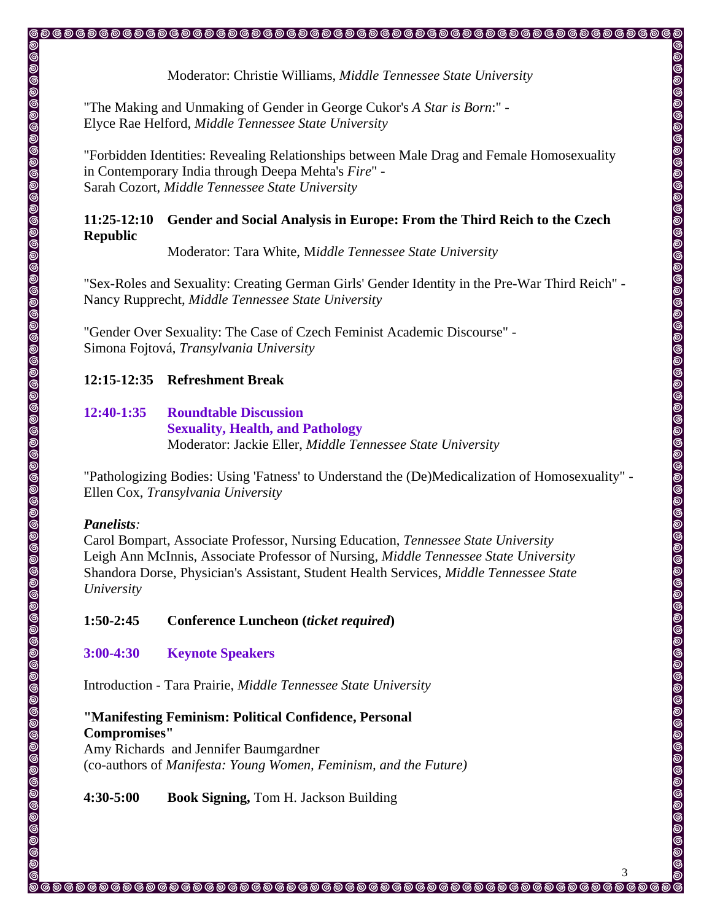Moderator: Christie Williams, *Middle Tennessee State University*

"The Making and Unmaking of Gender in George Cukor's *A Star is Born*:" -
Elyce Rae Helford, *Middle Tennessee State University*

"Forbidden Identities: Revealing Relationships between Male Drag and Female Homosexuality in Contemporary India through Deepa Mehta's *Fire*" -
Sarah Cozort, *Middle Tennessee State University*

**11:25-12:10 Gender and Social Analysis in Europe: From the Third Reich to the Czech Republic**

Moderator: Tara White, *Middle Tennessee State University*

"Sex-Roles and Sexuality: Creating German Girls' Gender Identity in the Pre-War Third Reich" -
Nancy Rupprecht, *Middle Tennessee State University*

"Gender Over Sexuality: The Case of Czech Feminist Academic Discourse" -
Simona Fojtová, *Transylvania University*

**12:15-12:35 Refreshment Break**

**12:40-1:35 Roundtable Discussion**
**Sexuality, Health, and Pathology**
Moderator: Jackie Eller, *Middle Tennessee State University*

"Pathologizing Bodies: Using 'Fatness' to Understand the (De)Medicalization of Homosexuality" -
Ellen Cox, *Transylvania University*

***Panelists:***
Carol Bompart, Associate Professor, Nursing Education, *Tennessee State University*
Leigh Ann McInnis, Associate Professor of Nursing, *Middle Tennessee State University*
Shandora Dorse, Physician's Assistant, Student Health Services, *Middle Tennessee State University*

**1:50-2:45 Conference Luncheon (*ticket required*)**

**3:00-4:30 Keynote Speakers**

Introduction - Tara Prairie, *Middle Tennessee State University*

**"Manifesting Feminism: Political Confidence, Personal Compromises"**
Amy Richards and Jennifer Baumgardner
(co-authors of *Manifesta: Young Women, Feminism, and the Future)*

**4:30-5:00 Book Signing,** Tom H. Jackson Building